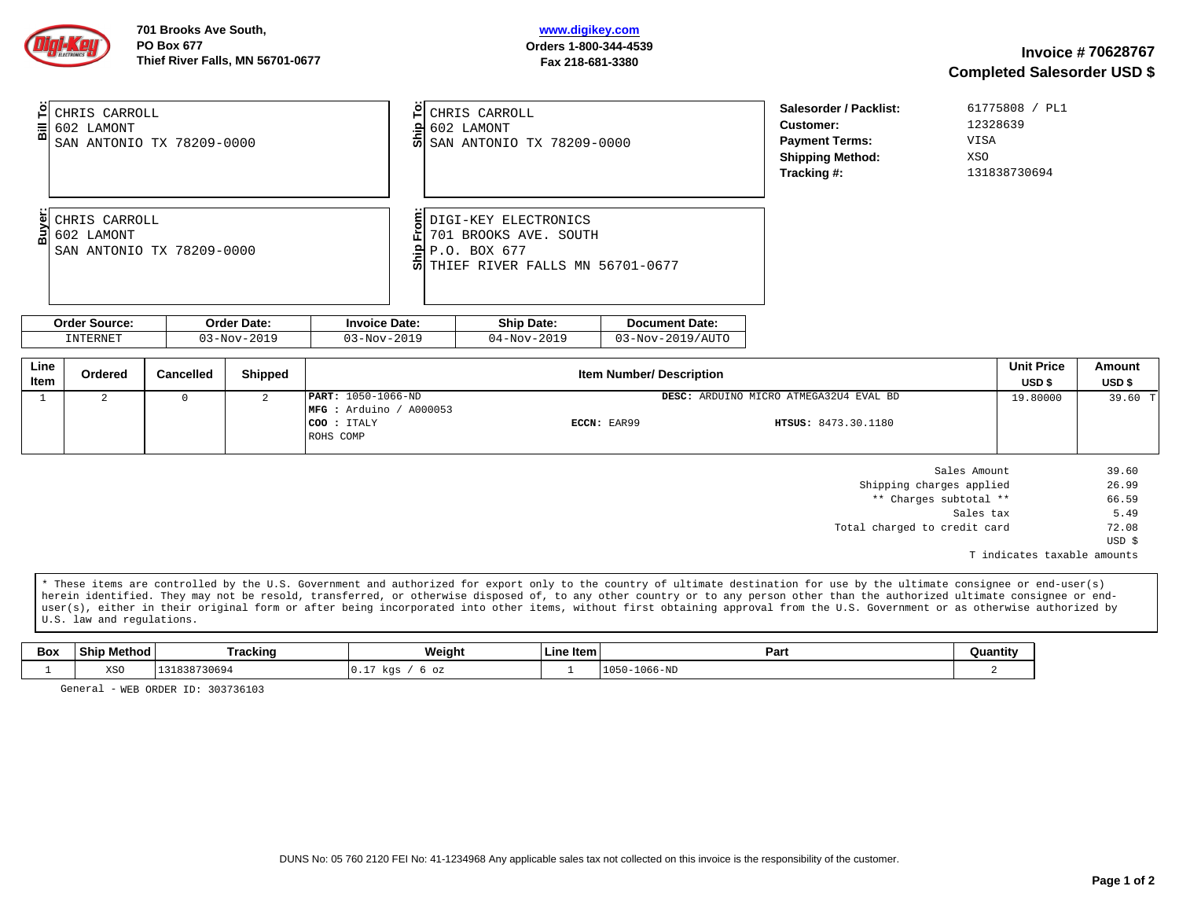701 Brooks Ave South,
PO Box 677
Thief River Falls, MN 56701-0677

www.digikey.com
Orders 1-800-344-4539
Fax 218-681-3380

## Invoice # 70628767
## Completed Salesorder USD $

**Bill To:**
CHRIS CARROLL
602 LAMONT
SAN ANTONIO TX 78209-0000

**Ship To:**
CHRIS CARROLL
602 LAMONT
SAN ANTONIO TX 78209-0000

**Salesorder / Packlist:** 61775808 / PL1
**Customer:** 12328639
**Payment Terms:** VISA
**Shipping Method:** XSO
**Tracking #:** 131838730694

**Buyer:**
CHRIS CARROLL
602 LAMONT
SAN ANTONIO TX 78209-0000

**Ship From:**
DIGI-KEY ELECTRONICS
701 BROOKS AVE. SOUTH
P.O. BOX 677
THIEF RIVER FALLS MN 56701-0677

| Order Source: | Order Date: | Invoice Date: | Ship Date: | Document Date: |
|---|---|---|---|---|
| INTERNET | 03-Nov-2019 | 03-Nov-2019 | 04-Nov-2019 | 03-Nov-2019/AUTO |

| Line Item | Ordered | Cancelled | Shipped | Item Number/ Description | Unit Price USD $ | Amount USD $ |
|---|---|---|---|---|---|---|
| 1 | 2 | 0 | 2 | **PART:** 1050-1066-ND **DESC:** ARDUINO MICRO ATMEGA32U4 EVAL BD<br>**MFG :** Arduino / A000053<br>**COO :** ITALY **ECCN:** EAR99 **HTSUS:** 8473.30.1180<br>ROHS COMP | 19.80000 | 39.60 T |

| | |
|---|---|
| Sales Amount | 39.60 |
| Shipping charges applied | 26.99 |
| ** Charges subtotal ** | 66.59 |
| Sales tax | 5.49 |
| Total charged to credit card | 72.08 |
| | USD $ |

T indicates taxable amounts

* These items are controlled by the U.S. Government and authorized for export only to the country of ultimate destination for use by the ultimate consignee or end-user(s) herein identified. They may not be resold, transferred, or otherwise disposed of, to any other country or to any person other than the authorized ultimate consignee or end-user(s), either in their original form or after being incorporated into other items, without first obtaining approval from the U.S. Government or as otherwise authorized by U.S. law and regulations.

| Box | Ship Method | Tracking | Weight | Line Item | Part | Quantity |
|---|---|---|---|---|---|---|
| 1 | XSO | 131838730694 | 0.17 kgs / 6 oz | 1 | 1050-1066-ND | 2 |

General - WEB ORDER ID: 303736103

DUNS No: 05 760 2120 FEI No: 41-1234968 Any applicable sales tax not collected on this invoice is the responsibility of the customer.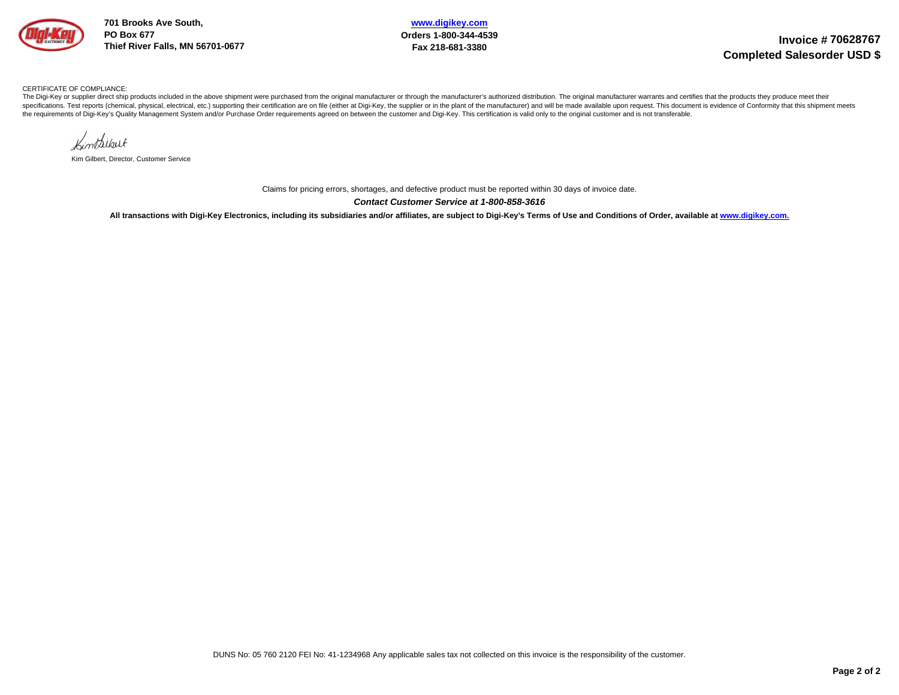**701 Brooks Ave South,**
**PO Box 677**
**Thief River Falls, MN 56701-0677**

**www.digikey.com**
**Orders 1-800-344-4539**
**Fax 218-681-3380**

**Invoice # 70628767**
**Completed Salesorder USD $**

CERTIFICATE OF COMPLIANCE:
The Digi-Key or supplier direct ship products included in the above shipment were purchased from the original manufacturer or through the manufacturer's authorized distribution. The original manufacturer warrants and certifies that the products they produce meet their specifications. Test reports (chemical, physical, electrical, etc.) supporting their certification are on file (either at Digi-Key, the supplier or in the plant of the manufacturer) and will be made available upon request. This document is evidence of Conformity that this shipment meets the requirements of Digi-Key's Quality Management System and/or Purchase Order requirements agreed on between the customer and Digi-Key. This certification is valid only to the original customer and is not transferable.

Kim Gilbert, Director, Customer Service

Claims for pricing errors, shortages, and defective product must be reported within 30 days of invoice date.

***Contact Customer Service at 1-800-858-3616***

**All transactions with Digi-Key Electronics, including its subsidiaries and/or affiliates, are subject to Digi-Key's Terms of Use and Conditions of Order, available at www.digikey.com.**

DUNS No: 05 760 2120 FEI No: 41-1234968 Any applicable sales tax not collected on this invoice is the responsibility of the customer.